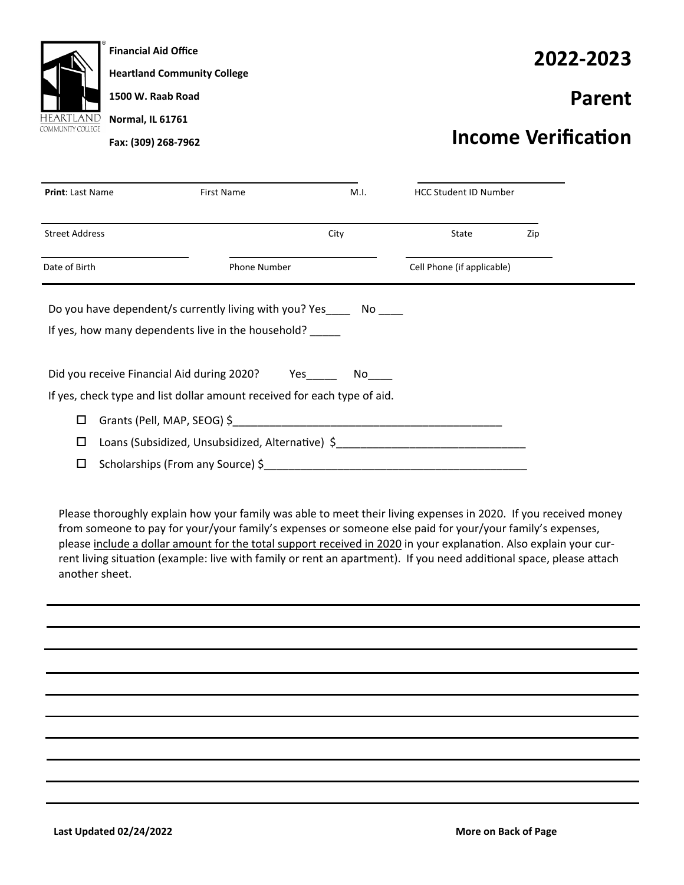Financial Aid Office

Heartland Community College

1500 W. Raab Road

Normal, IL 61761

Fax: (309) 268-7962

# 2022-2023

# Parent

# Income Verification

**Print**: Last Name ____________ First Name ____________ M.I. ____ HCC Student ID Number ____________

Street Address ____________ City ____________ State ____ Zip ____

Date of Birth ____________ Phone Number ____________ Cell Phone (if applicable) ____________

Do you have dependent/s currently living with you? Yes____ No ____

If yes, how many dependents live in the household? _____

Did you receive Financial Aid during 2020? Yes_____ No____

If yes, check type and list dollar amount received for each type of aid.

- ☐ Grants (Pell, MAP, SEOG) $_____________________________________________
- ☐ Loans (Subsidized, Unsubsidized, Alternative) $_______________________________
- ☐ Scholarships (From any Source) $____________________________________________

Please thoroughly explain how your family was able to meet their living expenses in 2020. If you received money from someone to pay for your/your family's expenses or someone else paid for your/your family's expenses, please include a dollar amount for the total support received in 2020 in your explanation. Also explain your current living situation (example: live with family or rent an apartment). If you need additional space, please attach another sheet.

______________________________________________________________________

______________________________________________________________________

______________________________________________________________________

______________________________________________________________________

______________________________________________________________________

______________________________________________________________________

______________________________________________________________________

______________________________________________________________________

______________________________________________________________________

______________________________________________________________________

**Last Updated 02/24/2022**

**More on Back of Page**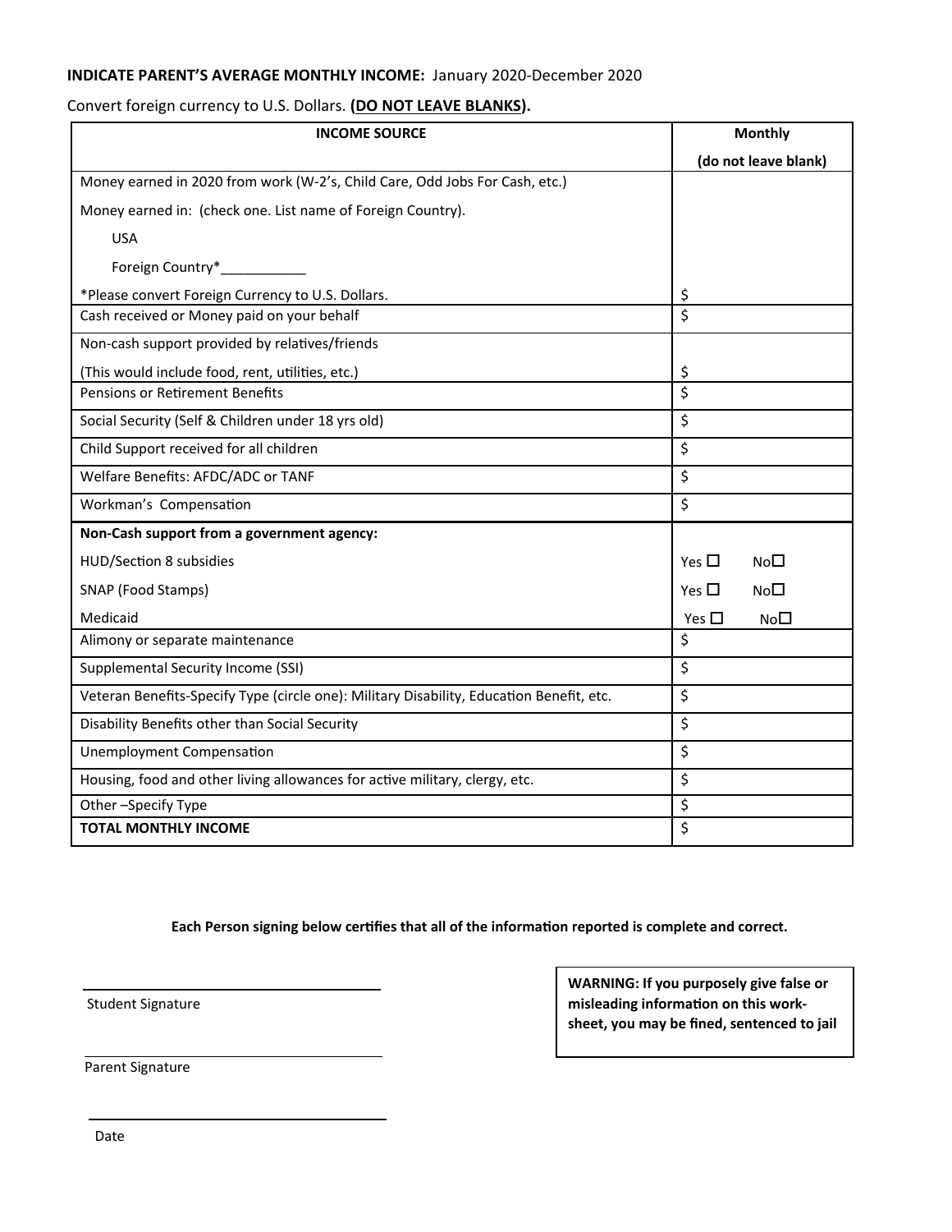**INDICATE PARENT'S AVERAGE MONTHLY INCOME:** January 2020-December 2020

Convert foreign currency to U.S. Dollars. **(DO NOT LEAVE BLANKS).**

| **INCOME SOURCE** | **Monthly (do not leave blank)** |
|---|---|
| Money earned in 2020 from work (W-2's, Child Care, Odd Jobs For Cash, etc.)<br>Money earned in: (check one. List name of Foreign Country).<br>USA<br>Foreign Country*___________<br>*Please convert Foreign Currency to U.S. Dollars. | $ |
| Cash received or Money paid on your behalf | $ |
| Non-cash support provided by relatives/friends<br>(This would include food, rent, utilities, etc.) | $ |
| Pensions or Retirement Benefits | $ |
| Social Security (Self & Children under 18 yrs old) | $ |
| Child Support received for all children | $ |
| Welfare Benefits: AFDC/ADC or TANF | $ |
| Workman's Compensation | $ |
| **Non-Cash support from a government agency:** | |
| HUD/Section 8 subsidies | Yes ☐ No☐ |
| SNAP (Food Stamps) | Yes ☐ No☐ |
| Medicaid | Yes ☐ No☐ |
| Alimony or separate maintenance | $ |
| Supplemental Security Income (SSI) | $ |
| Veteran Benefits-Specify Type (circle one): Military Disability, Education Benefit, etc. | $ |
| Disability Benefits other than Social Security | $ |
| Unemployment Compensation | $ |
| Housing, food and other living allowances for active military, clergy, etc. | $ |
| Other –Specify Type | $ |
| **TOTAL MONTHLY INCOME** | $ |

**Each Person signing below certifies that all of the information reported is complete and correct.**

______________________________
Student Signature

______________________________
Parent Signature

______________________________
Date

**WARNING: If you purposely give false or misleading information on this work-sheet, you may be fined, sentenced to jail**